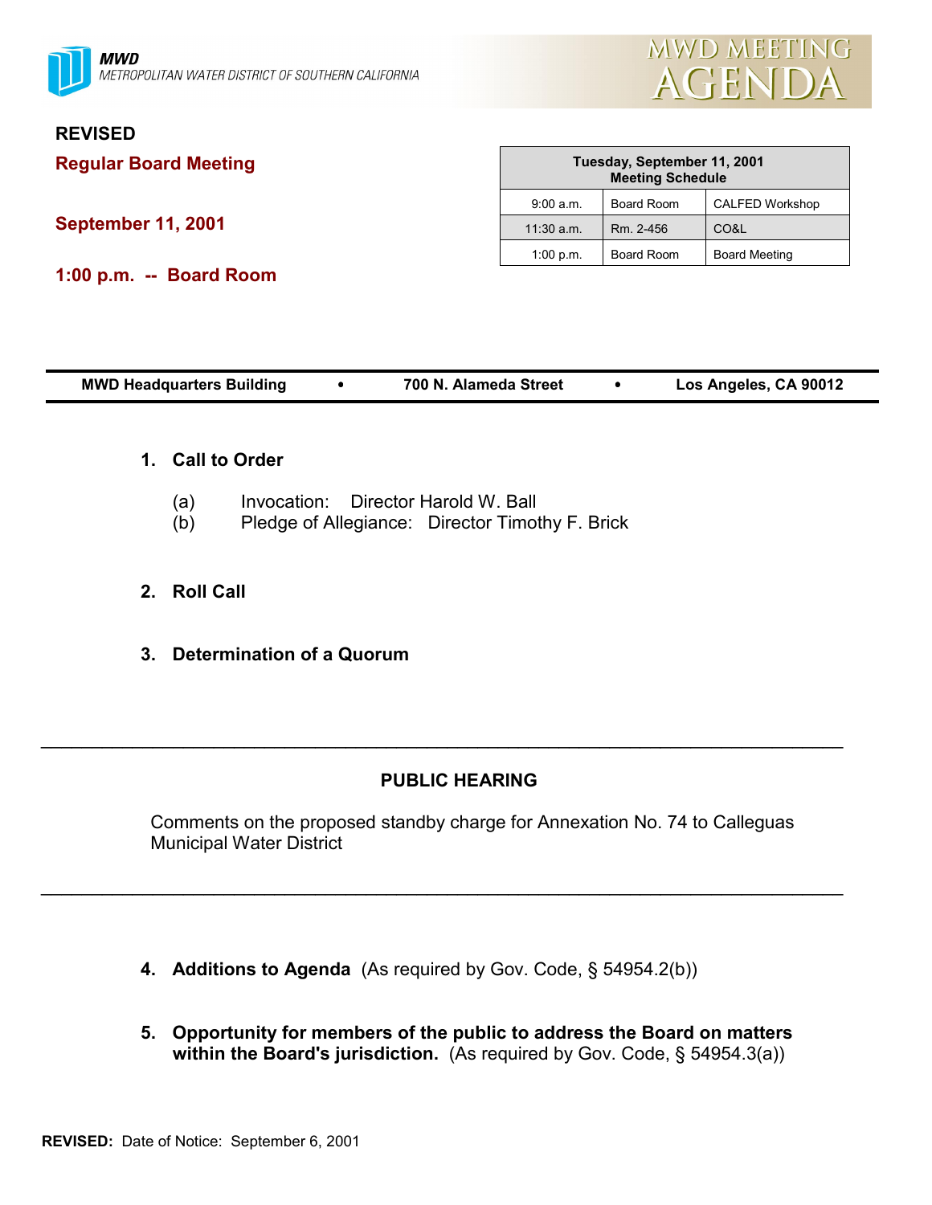MWD
METROPOLITAN WATER DISTRICT OF SOUTHERN CALIFORNIA

# MWD MEETING AGENDA

**REVISED**

## Regular Board Meeting

**September 11, 2001**

**1:00 p.m. -- Board Room**

| Tuesday, September 11, 2001 Meeting Schedule | | |
|---|---|---|
| 9:00 a.m. | Board Room | CALFED Workshop |
| 11:30 a.m. | Rm. 2-456 | CO&L |
| 1:00 p.m. | Board Room | Board Meeting |

**MWD Headquarters Building • 700 N. Alameda Street • Los Angeles, CA 90012**

1. **Call to Order**

   (a) Invocation: Director Harold W. Ball
   (b) Pledge of Allegiance: Director Timothy F. Brick

2. **Roll Call**

3. **Determination of a Quorum**

---

**PUBLIC HEARING**

Comments on the proposed standby charge for Annexation No. 74 to Calleguas Municipal Water District

---

4. **Additions to Agenda** (As required by Gov. Code, § 54954.2(b))

5. **Opportunity for members of the public to address the Board on matters within the Board's jurisdiction.** (As required by Gov. Code, § 54954.3(a))

**REVISED:** Date of Notice: September 6, 2001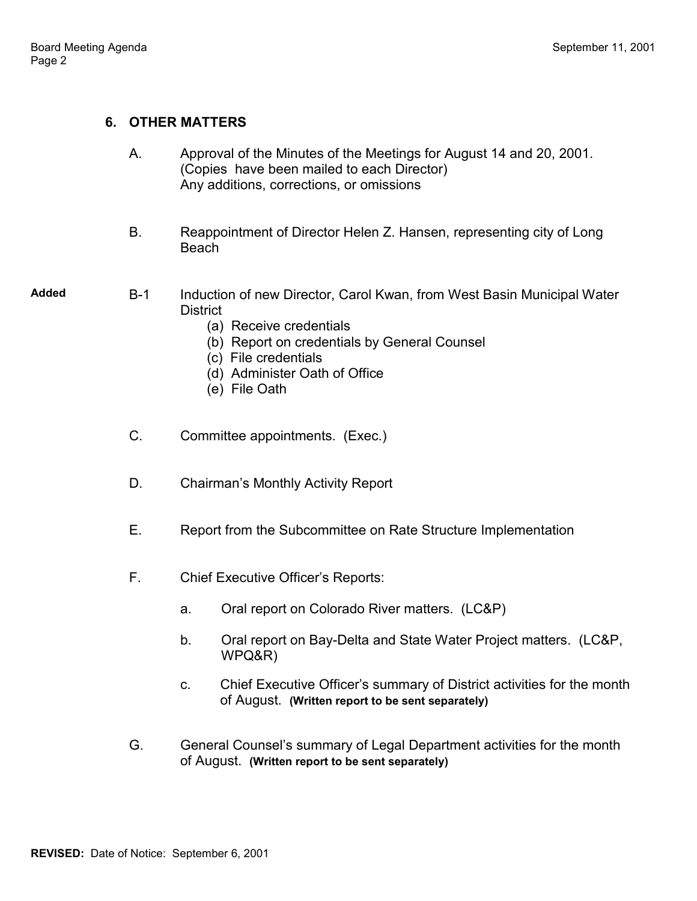## 6. OTHER MATTERS

A. Approval of the Minutes of the Meetings for August 14 and 20, 2001. (Copies have been mailed to each Director) Any additions, corrections, or omissions

B. Reappointment of Director Helen Z. Hansen, representing city of Long Beach

**Added** B-1 Induction of new Director, Carol Kwan, from West Basin Municipal Water District
- (a) Receive credentials
- (b) Report on credentials by General Counsel
- (c) File credentials
- (d) Administer Oath of Office
- (e) File Oath

C. Committee appointments. (Exec.)

D. Chairman's Monthly Activity Report

E. Report from the Subcommittee on Rate Structure Implementation

F. Chief Executive Officer's Reports:

- a. Oral report on Colorado River matters. (LC&P)
- b. Oral report on Bay-Delta and State Water Project matters. (LC&P, WPQ&R)
- c. Chief Executive Officer's summary of District activities for the month of August. **(Written report to be sent separately)**

G. General Counsel's summary of Legal Department activities for the month of August. **(Written report to be sent separately)**

**REVISED:** Date of Notice: September 6, 2001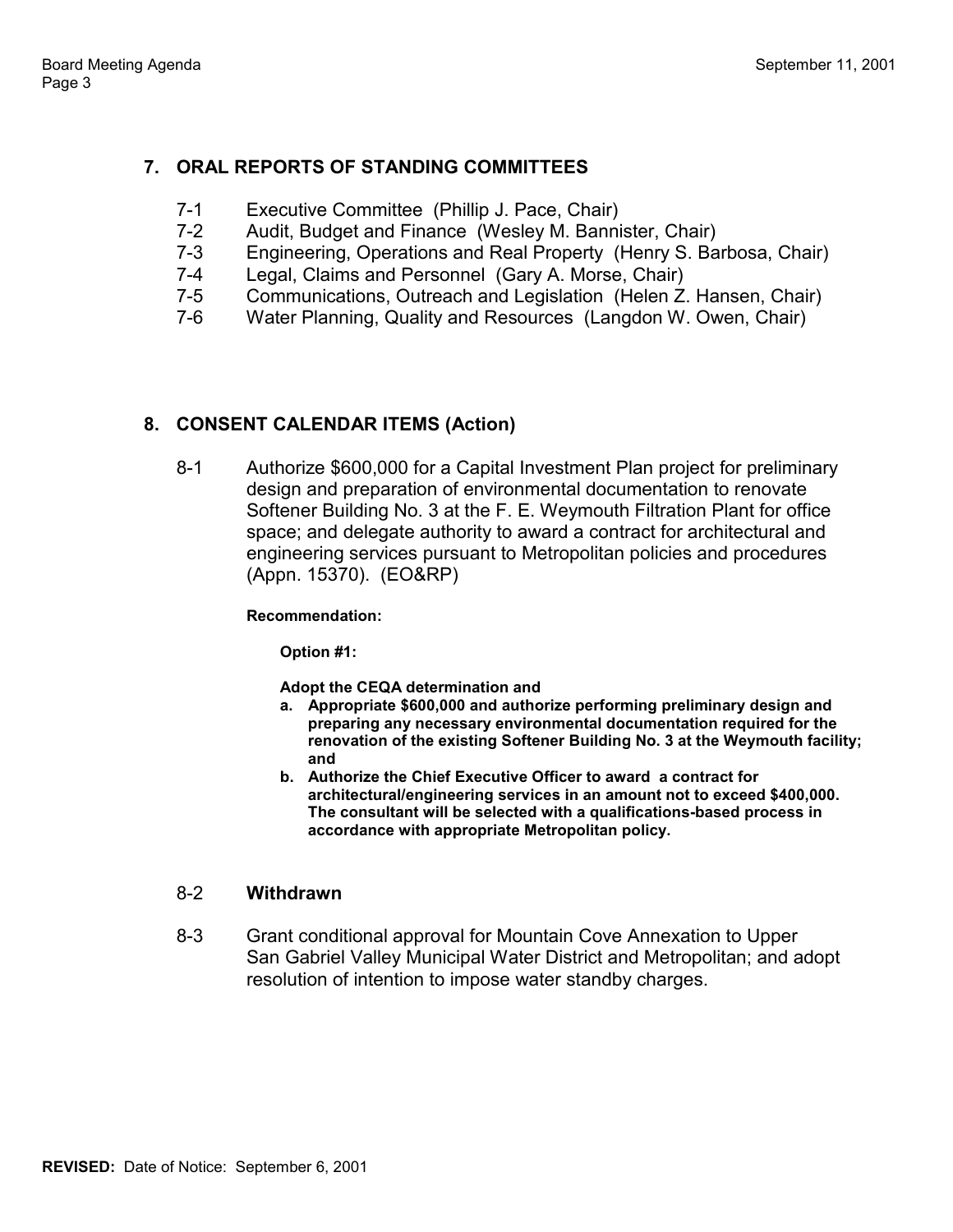## 7. ORAL REPORTS OF STANDING COMMITTEES

7-1 Executive Committee (Phillip J. Pace, Chair)
7-2 Audit, Budget and Finance (Wesley M. Bannister, Chair)
7-3 Engineering, Operations and Real Property (Henry S. Barbosa, Chair)
7-4 Legal, Claims and Personnel (Gary A. Morse, Chair)
7-5 Communications, Outreach and Legislation (Helen Z. Hansen, Chair)
7-6 Water Planning, Quality and Resources (Langdon W. Owen, Chair)

## 8. CONSENT CALENDAR ITEMS (Action)

8-1 Authorize $600,000 for a Capital Investment Plan project for preliminary design and preparation of environmental documentation to renovate Softener Building No. 3 at the F. E. Weymouth Filtration Plant for office space; and delegate authority to award a contract for architectural and engineering services pursuant to Metropolitan policies and procedures (Appn. 15370). (EO&RP)

**Recommendation:**

**Option #1:**

**Adopt the CEQA determination and**

**a. Appropriate $600,000 and authorize performing preliminary design and preparing any necessary environmental documentation required for the renovation of the existing Softener Building No. 3 at the Weymouth facility; and**

**b. Authorize the Chief Executive Officer to award a contract for architectural/engineering services in an amount not to exceed $400,000. The consultant will be selected with a qualifications-based process in accordance with appropriate Metropolitan policy.**

8-2 **Withdrawn**

8-3 Grant conditional approval for Mountain Cove Annexation to Upper San Gabriel Valley Municipal Water District and Metropolitan; and adopt resolution of intention to impose water standby charges.

**REVISED:** Date of Notice: September 6, 2001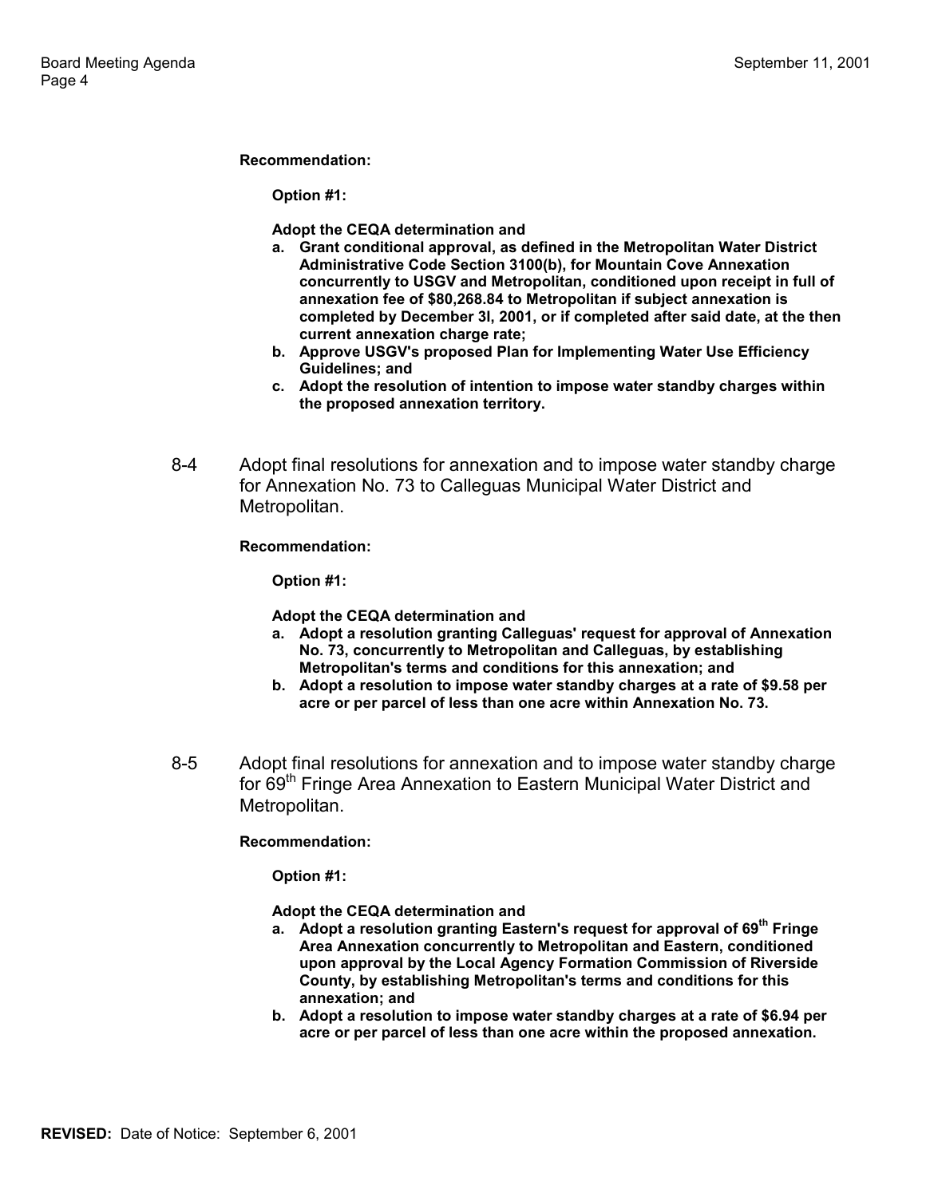**Recommendation:**

**Option #1:**

**Adopt the CEQA determination and**

- **a. Grant conditional approval, as defined in the Metropolitan Water District Administrative Code Section 3100(b), for Mountain Cove Annexation concurrently to USGV and Metropolitan, conditioned upon receipt in full of annexation fee of $80,268.84 to Metropolitan if subject annexation is completed by December 3l, 2001, or if completed after said date, at the then current annexation charge rate;**
- **b. Approve USGV's proposed Plan for Implementing Water Use Efficiency Guidelines; and**
- **c. Adopt the resolution of intention to impose water standby charges within the proposed annexation territory.**

8-4 Adopt final resolutions for annexation and to impose water standby charge for Annexation No. 73 to Calleguas Municipal Water District and Metropolitan.

**Recommendation:**

**Option #1:**

**Adopt the CEQA determination and**

- **a. Adopt a resolution granting Calleguas' request for approval of Annexation No. 73, concurrently to Metropolitan and Calleguas, by establishing Metropolitan's terms and conditions for this annexation; and**
- **b. Adopt a resolution to impose water standby charges at a rate of $9.58 per acre or per parcel of less than one acre within Annexation No. 73.**

8-5 Adopt final resolutions for annexation and to impose water standby charge for 69th Fringe Area Annexation to Eastern Municipal Water District and Metropolitan.

**Recommendation:**

**Option #1:**

**Adopt the CEQA determination and**

- **a. Adopt a resolution granting Eastern's request for approval of 69th Fringe Area Annexation concurrently to Metropolitan and Eastern, conditioned upon approval by the Local Agency Formation Commission of Riverside County, by establishing Metropolitan's terms and conditions for this annexation; and**
- **b. Adopt a resolution to impose water standby charges at a rate of $6.94 per acre or per parcel of less than one acre within the proposed annexation.**

**REVISED:** Date of Notice: September 6, 2001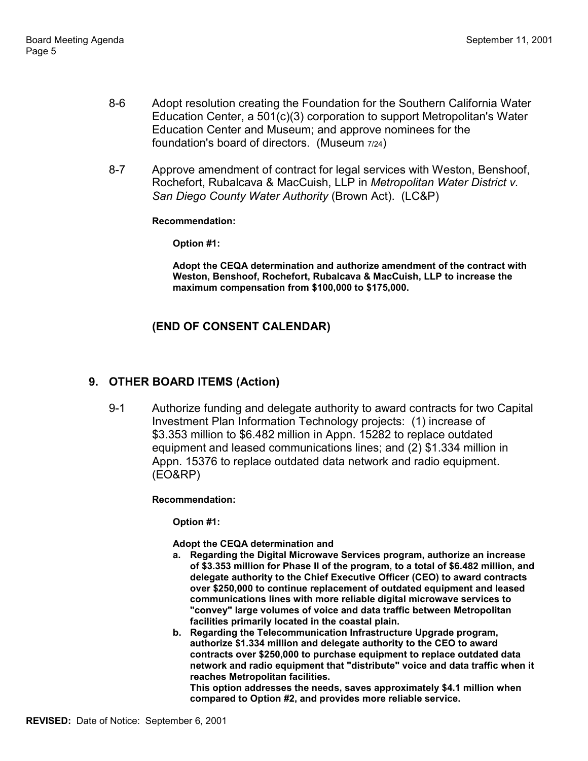8-6 Adopt resolution creating the Foundation for the Southern California Water Education Center, a 501(c)(3) corporation to support Metropolitan's Water Education Center and Museum; and approve nominees for the foundation's board of directors. (Museum 7/24)

8-7 Approve amendment of contract for legal services with Weston, Benshoof, Rochefort, Rubalcava & MacCuish, LLP in *Metropolitan Water District v. San Diego County Water Authority* (Brown Act). (LC&P)

**Recommendation:**

**Option #1:**

**Adopt the CEQA determination and authorize amendment of the contract with Weston, Benshoof, Rochefort, Rubalcava & MacCuish, LLP to increase the maximum compensation from $100,000 to $175,000.**

**(END OF CONSENT CALENDAR)**

## 9. OTHER BOARD ITEMS (Action)

9-1 Authorize funding and delegate authority to award contracts for two Capital Investment Plan Information Technology projects: (1) increase of $3.353 million to $6.482 million in Appn. 15282 to replace outdated equipment and leased communications lines; and (2) $1.334 million in Appn. 15376 to replace outdated data network and radio equipment. (EO&RP)

**Recommendation:**

**Option #1:**

**Adopt the CEQA determination and**

**a. Regarding the Digital Microwave Services program, authorize an increase of $3.353 million for Phase II of the program, to a total of $6.482 million, and delegate authority to the Chief Executive Officer (CEO) to award contracts over $250,000 to continue replacement of outdated equipment and leased communications lines with more reliable digital microwave services to "convey" large volumes of voice and data traffic between Metropolitan facilities primarily located in the coastal plain.**

**b. Regarding the Telecommunication Infrastructure Upgrade program, authorize $1.334 million and delegate authority to the CEO to award contracts over $250,000 to purchase equipment to replace outdated data network and radio equipment that "distribute" voice and data traffic when it reaches Metropolitan facilities.**
**This option addresses the needs, saves approximately $4.1 million when compared to Option #2, and provides more reliable service.**

**REVISED:** Date of Notice: September 6, 2001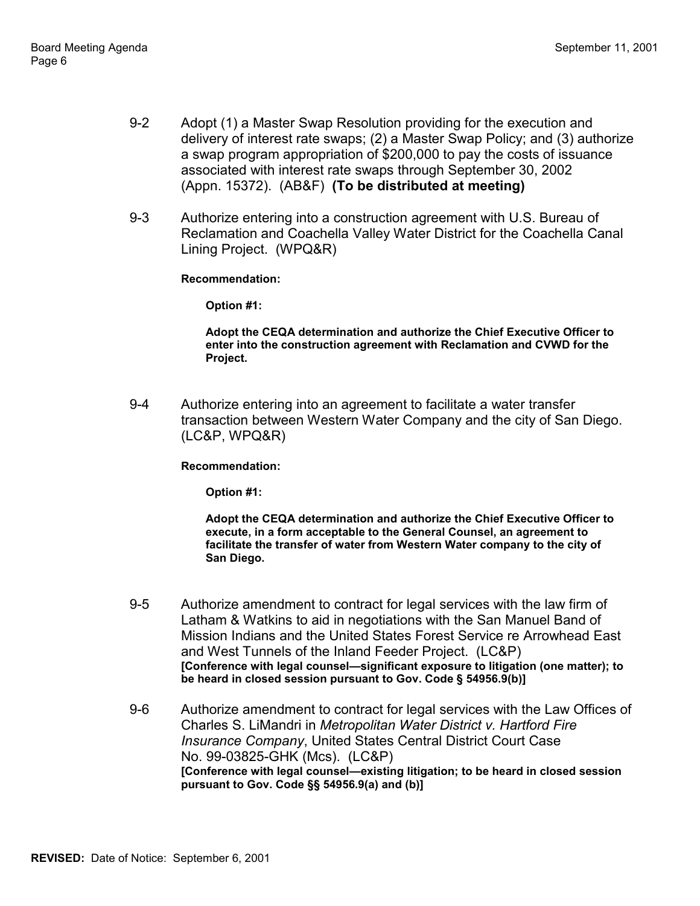9-2 Adopt (1) a Master Swap Resolution providing for the execution and delivery of interest rate swaps; (2) a Master Swap Policy; and (3) authorize a swap program appropriation of $200,000 to pay the costs of issuance associated with interest rate swaps through September 30, 2002 (Appn. 15372). (AB&F) **(To be distributed at meeting)**

9-3 Authorize entering into a construction agreement with U.S. Bureau of Reclamation and Coachella Valley Water District for the Coachella Canal Lining Project. (WPQ&R)

**Recommendation:**

**Option #1:**

**Adopt the CEQA determination and authorize the Chief Executive Officer to enter into the construction agreement with Reclamation and CVWD for the Project.**

9-4 Authorize entering into an agreement to facilitate a water transfer transaction between Western Water Company and the city of San Diego. (LC&P, WPQ&R)

**Recommendation:**

**Option #1:**

**Adopt the CEQA determination and authorize the Chief Executive Officer to execute, in a form acceptable to the General Counsel, an agreement to facilitate the transfer of water from Western Water company to the city of San Diego.**

9-5 Authorize amendment to contract for legal services with the law firm of Latham & Watkins to aid in negotiations with the San Manuel Band of Mission Indians and the United States Forest Service re Arrowhead East and West Tunnels of the Inland Feeder Project. (LC&P)
**[Conference with legal counsel—significant exposure to litigation (one matter); to be heard in closed session pursuant to Gov. Code § 54956.9(b)]**

9-6 Authorize amendment to contract for legal services with the Law Offices of Charles S. LiMandri in *Metropolitan Water District v. Hartford Fire Insurance Company*, United States Central District Court Case No. 99-03825-GHK (Mcs). (LC&P)
**[Conference with legal counsel—existing litigation; to be heard in closed session pursuant to Gov. Code §§ 54956.9(a) and (b)]**

**REVISED:** Date of Notice: September 6, 2001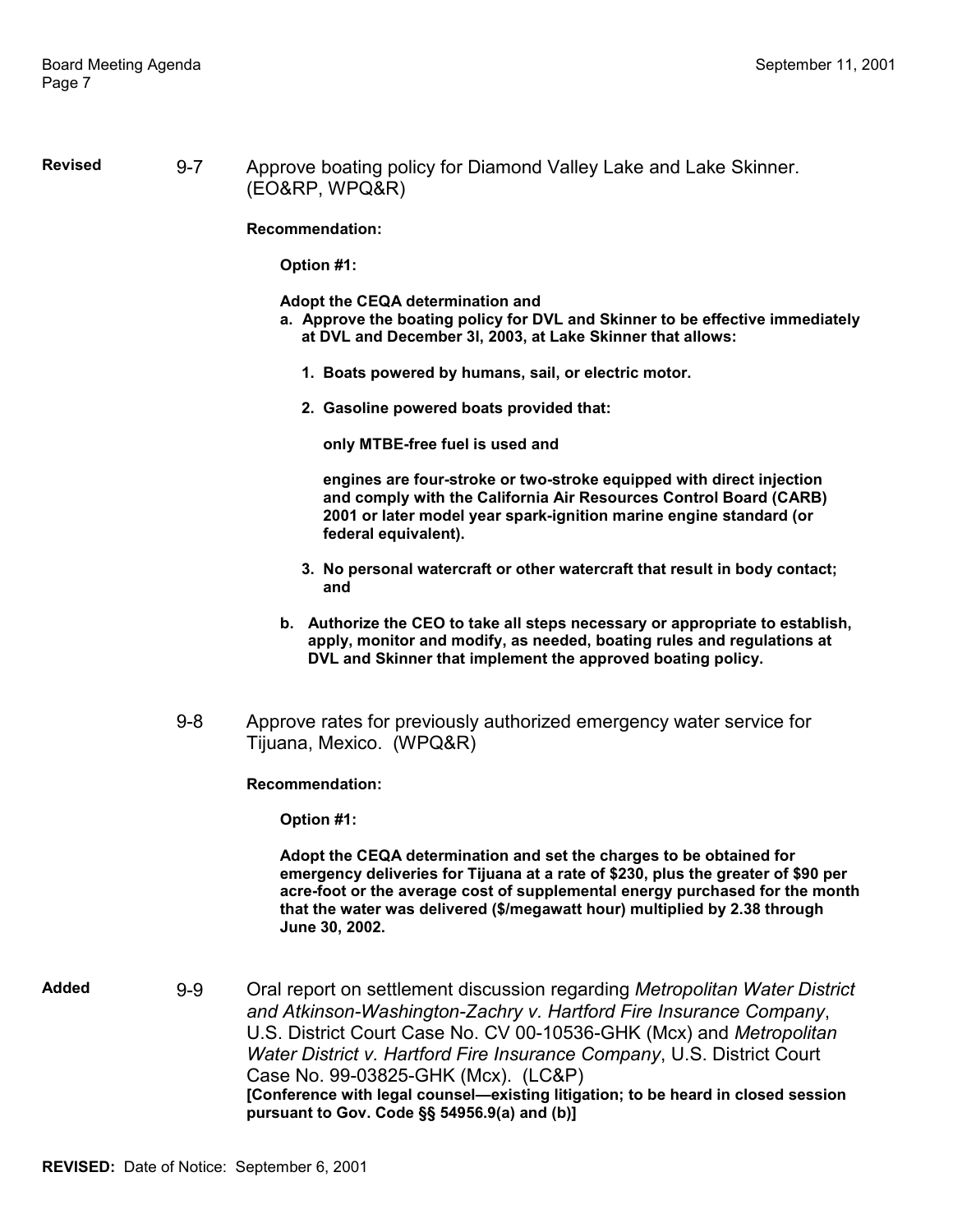**Revised** 9-7 Approve boating policy for Diamond Valley Lake and Lake Skinner. (EO&RP, WPQ&R)

**Recommendation:**

**Option #1:**

**Adopt the CEQA determination and**

**a. Approve the boating policy for DVL and Skinner to be effective immediately at DVL and December 3l, 2003, at Lake Skinner that allows:**

   **1. Boats powered by humans, sail, or electric motor.**

   **2. Gasoline powered boats provided that:**

      **only MTBE-free fuel is used and**

      **engines are four-stroke or two-stroke equipped with direct injection and comply with the California Air Resources Control Board (CARB) 2001 or later model year spark-ignition marine engine standard (or federal equivalent).**

   **3. No personal watercraft or other watercraft that result in body contact; and**

**b. Authorize the CEO to take all steps necessary or appropriate to establish, apply, monitor and modify, as needed, boating rules and regulations at DVL and Skinner that implement the approved boating policy.**

9-8 Approve rates for previously authorized emergency water service for Tijuana, Mexico. (WPQ&R)

**Recommendation:**

**Option #1:**

**Adopt the CEQA determination and set the charges to be obtained for emergency deliveries for Tijuana at a rate of $230, plus the greater of $90 per acre-foot or the average cost of supplemental energy purchased for the month that the water was delivered ($/megawatt hour) multiplied by 2.38 through June 30, 2002.**

**Added** 9-9 Oral report on settlement discussion regarding *Metropolitan Water District and Atkinson-Washington-Zachry v. Hartford Fire Insurance Company*, U.S. District Court Case No. CV 00-10536-GHK (Mcx) and *Metropolitan Water District v. Hartford Fire Insurance Company*, U.S. District Court Case No. 99-03825-GHK (Mcx). (LC&P)
**[Conference with legal counsel—existing litigation; to be heard in closed session pursuant to Gov. Code §§ 54956.9(a) and (b)]**

**REVISED:** Date of Notice: September 6, 2001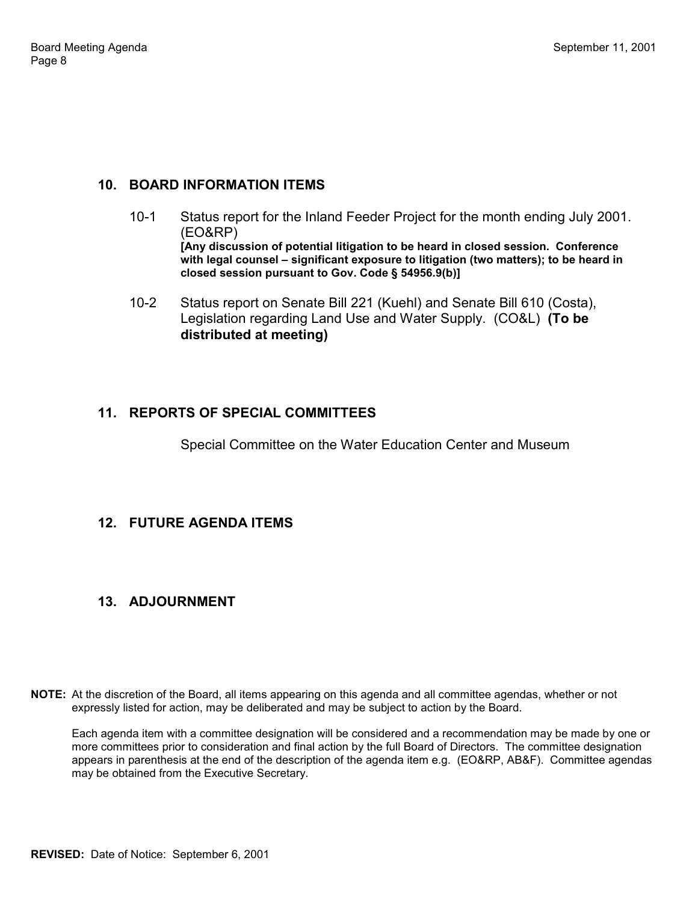## 10. BOARD INFORMATION ITEMS

10-1 Status report for the Inland Feeder Project for the month ending July 2001. (EO&RP)
**[Any discussion of potential litigation to be heard in closed session. Conference with legal counsel – significant exposure to litigation (two matters); to be heard in closed session pursuant to Gov. Code § 54956.9(b)]**

10-2 Status report on Senate Bill 221 (Kuehl) and Senate Bill 610 (Costa), Legislation regarding Land Use and Water Supply. (CO&L) **(To be distributed at meeting)**

## 11. REPORTS OF SPECIAL COMMITTEES

Special Committee on the Water Education Center and Museum

## 12. FUTURE AGENDA ITEMS

## 13. ADJOURNMENT

**NOTE:** At the discretion of the Board, all items appearing on this agenda and all committee agendas, whether or not expressly listed for action, may be deliberated and may be subject to action by the Board.

Each agenda item with a committee designation will be considered and a recommendation may be made by one or more committees prior to consideration and final action by the full Board of Directors. The committee designation appears in parenthesis at the end of the description of the agenda item e.g. (EO&RP, AB&F). Committee agendas may be obtained from the Executive Secretary.

**REVISED:** Date of Notice: September 6, 2001